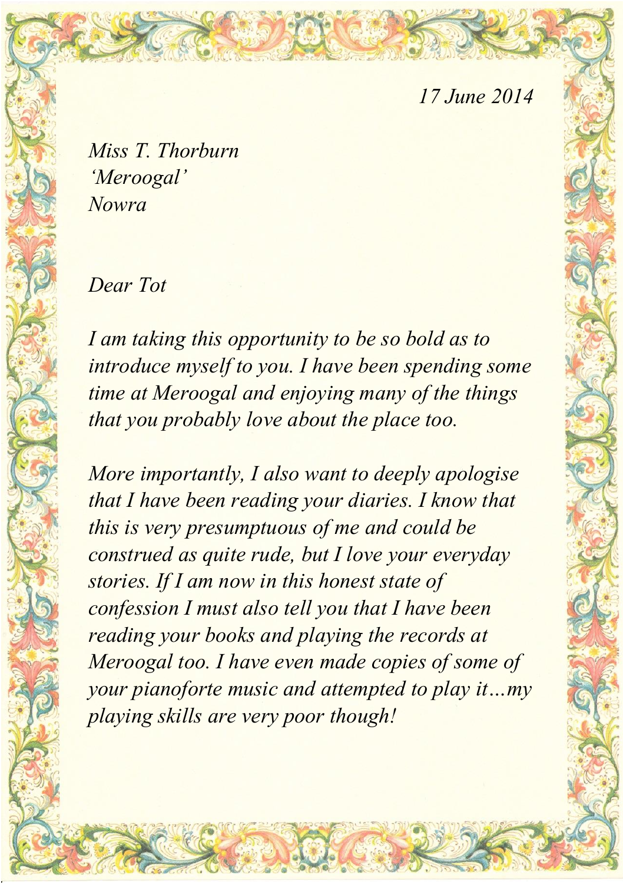*17 June 2014*

*Miss T. Thorburn*
*'Meroogal'*
*Nowra*

*Dear Tot*

*I am taking this opportunity to be so bold as to introduce myself to you. I have been spending some time at Meroogal and enjoying many of the things that you probably love about the place too.*

*More importantly, I also want to deeply apologise that I have been reading your diaries. I know that this is very presumptuous of me and could be construed as quite rude, but I love your everyday stories. If I am now in this honest state of confession I must also tell you that I have been reading your books and playing the records at Meroogal too. I have even made copies of some of your pianoforte music and attempted to play it…my playing skills are very poor though!*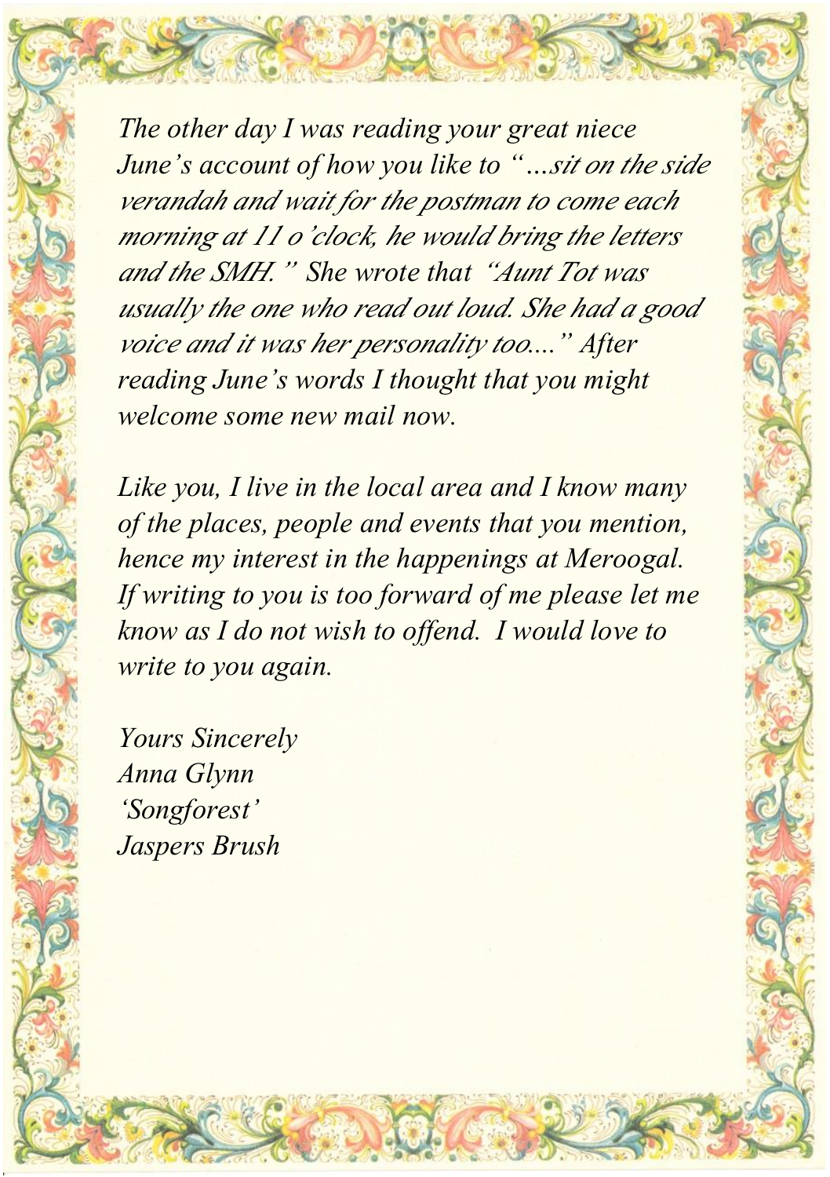*The other day I was reading your great niece June's account of how you like to "…sit on the side verandah and wait for the postman to come each morning at 11 o'clock, he would bring the letters and the SMH." She wrote that "Aunt Tot was usually the one who read out loud. She had a good voice and it was her personality too...." After reading June's words I thought that you might welcome some new mail now.*

*Like you, I live in the local area and I know many of the places, people and events that you mention, hence my interest in the happenings at Meroogal. If writing to you is too forward of me please let me know as I do not wish to offend. I would love to write to you again.*

*Yours Sincerely*
*Anna Glynn*
*'Songforest'*
*Jaspers Brush*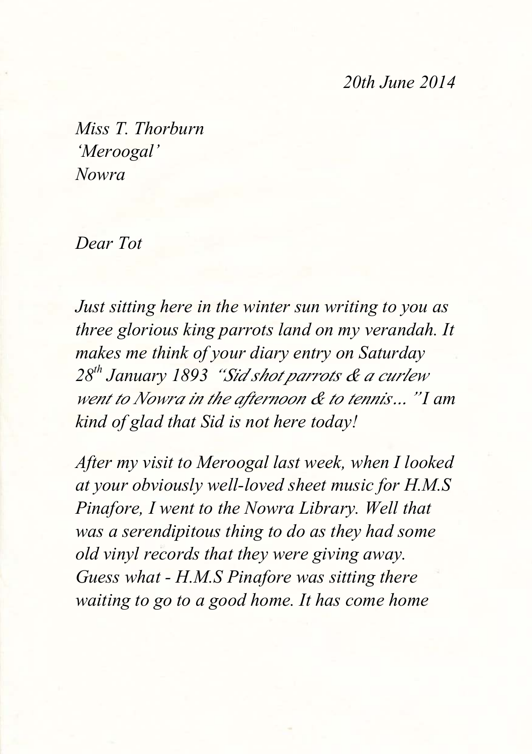*20th June 2014*

*Miss T. Thorburn*
*'Meroogal'*
*Nowra*

*Dear Tot*

*Just sitting here in the winter sun writing to you as three glorious king parrots land on my verandah. It makes me think of your diary entry on Saturday 28th January 1893 "Sid shot parrots & a curlew went to Nowra in the afternoon & to tennis…" I am kind of glad that Sid is not here today!*

*After my visit to Meroogal last week, when I looked at your obviously well-loved sheet music for H.M.S Pinafore, I went to the Nowra Library. Well that was a serendipitous thing to do as they had some old vinyl records that they were giving away. Guess what - H.M.S Pinafore was sitting there waiting to go to a good home. It has come home*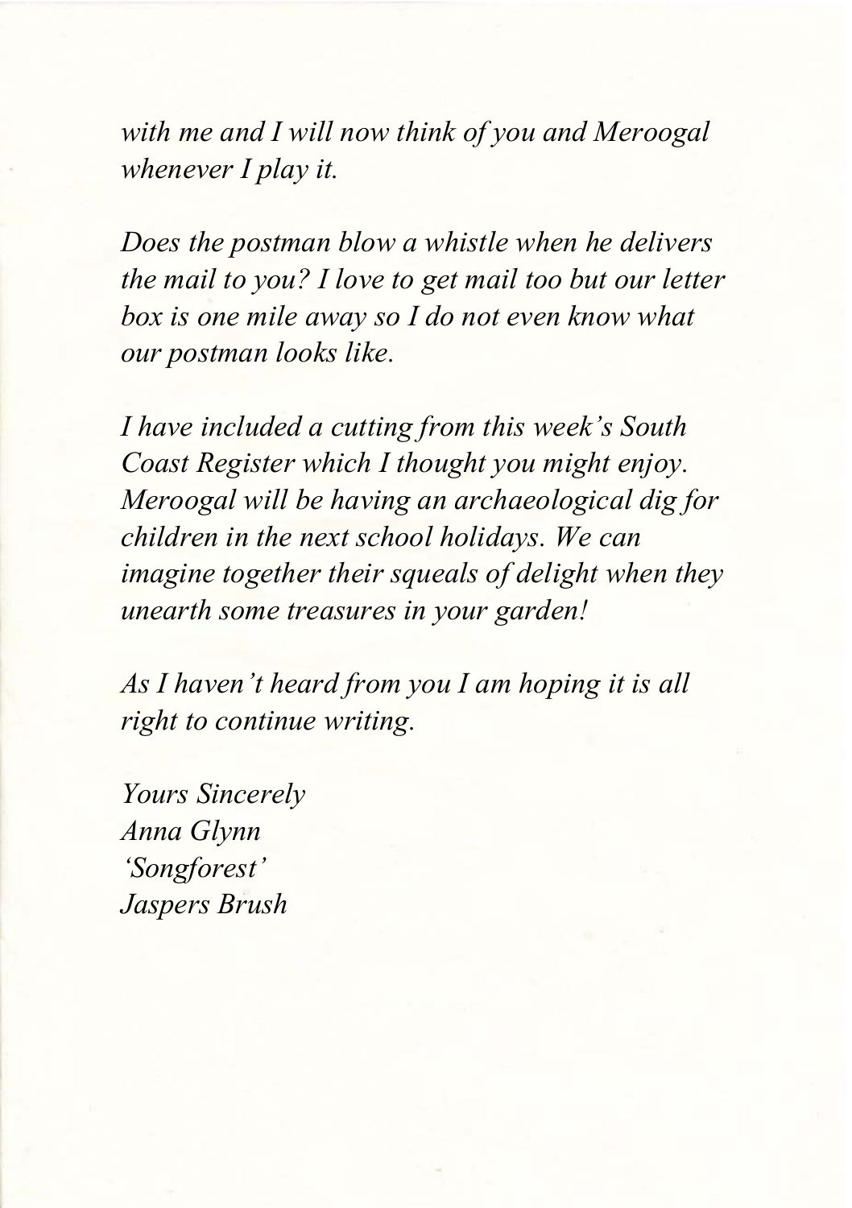*with me and I will now think of you and Meroogal whenever I play it.*

*Does the postman blow a whistle when he delivers the mail to you? I love to get mail too but our letter box is one mile away so I do not even know what our postman looks like.*

*I have included a cutting from this week's South Coast Register which I thought you might enjoy. Meroogal will be having an archaeological dig for children in the next school holidays. We can imagine together their squeals of delight when they unearth some treasures in your garden!*

*As I haven't heard from you I am hoping it is all right to continue writing.*

*Yours Sincerely*
*Anna Glynn*
*'Songforest'*
*Jaspers Brush*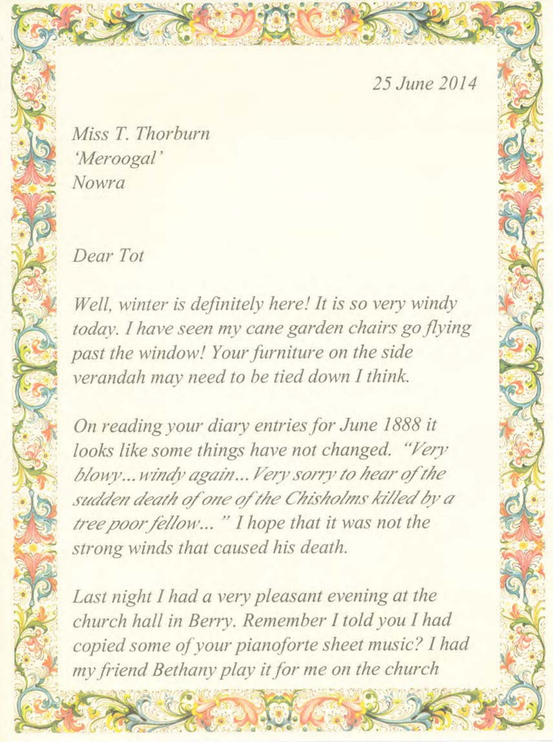*25 June 2014*

*Miss T. Thorburn*
*'Meroogal'*
*Nowra*

*Dear Tot*

*Well, winter is definitely here! It is so very windy today. I have seen my cane garden chairs go flying past the window! Your furniture on the side verandah may need to be tied down I think.*

*On reading your diary entries for June 1888 it looks like some things have not changed. "Very blowy... windy again... Very sorry to hear of the sudden death of one of the Chisholms killed by a tree poor fellow..." I hope that it was not the strong winds that caused his death.*

*Last night I had a very pleasant evening at the church hall in Berry. Remember I told you I had copied some of your pianoforte sheet music? I had my friend Bethany play it for me on the church*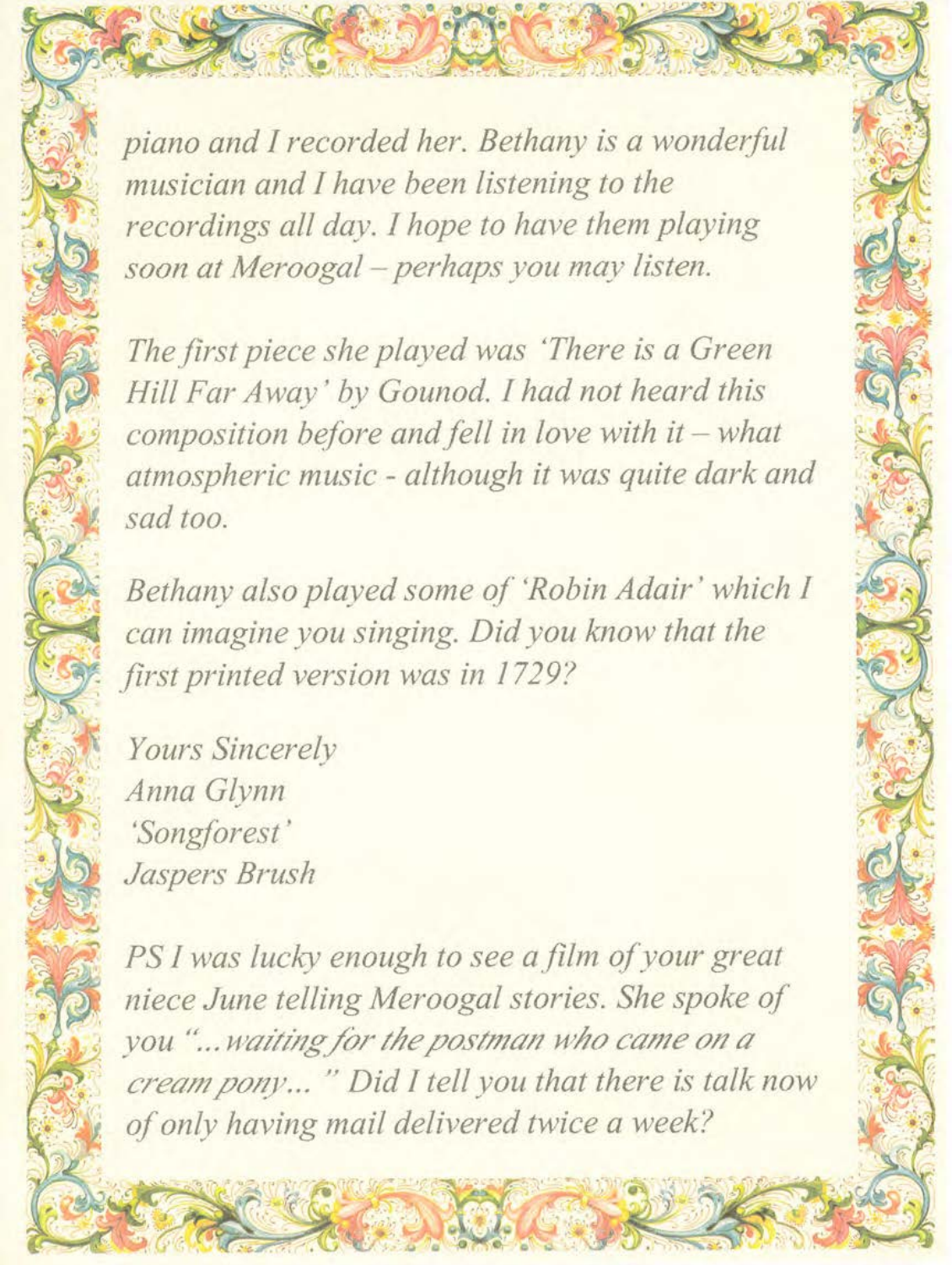*piano and I recorded her. Bethany is a wonderful musician and I have been listening to the recordings all day. I hope to have them playing soon at Meroogal – perhaps you may listen.*

*The first piece she played was 'There is a Green Hill Far Away' by Gounod. I had not heard this composition before and fell in love with it – what atmospheric music - although it was quite dark and sad too.*

*Bethany also played some of 'Robin Adair' which I can imagine you singing. Did you know that the first printed version was in 1729?*

*Yours Sincerely*
*Anna Glynn*
*'Songforest'*
*Jaspers Brush*

*PS I was lucky enough to see a film of your great niece June telling Meroogal stories. She spoke of you "...waiting for the postman who came on a cream pony... " Did I tell you that there is talk now of only having mail delivered twice a week?*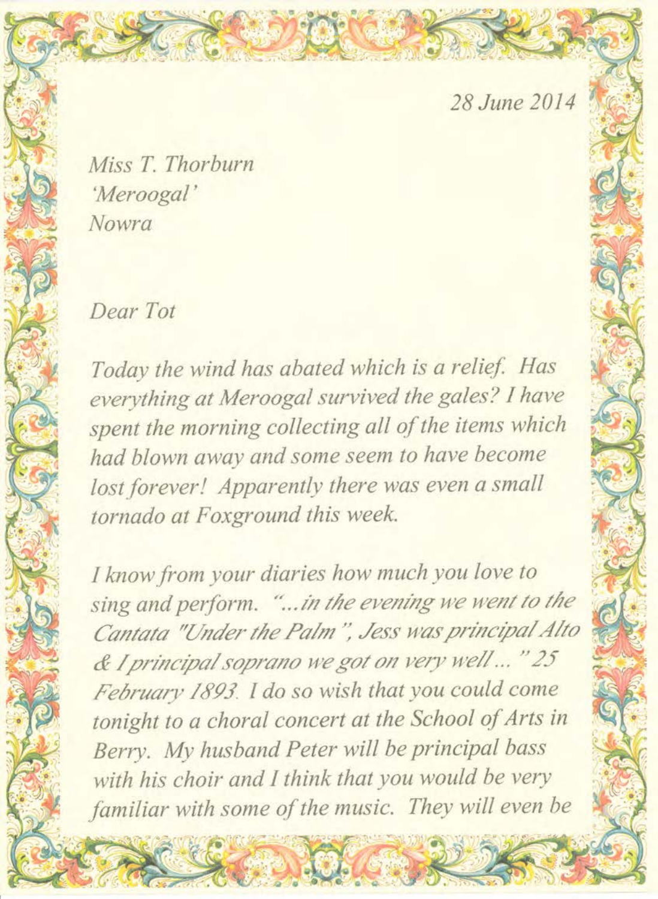*28 June 2014*

*Miss T. Thorburn*
*'Meroogal'*
*Nowra*

*Dear Tot*

*Today the wind has abated which is a relief. Has everything at Meroogal survived the gales? I have spent the morning collecting all of the items which had blown away and some seem to have become lost forever! Apparently there was even a small tornado at Foxground this week.*

*I know from your diaries how much you love to sing and perform. "...in the evening we went to the Cantata "Under the Palm", Jess was principal Alto & I principal soprano we got on very well..." 25 February 1893. I do so wish that you could come tonight to a choral concert at the School of Arts in Berry. My husband Peter will be principal bass with his choir and I think that you would be very familiar with some of the music. They will even be*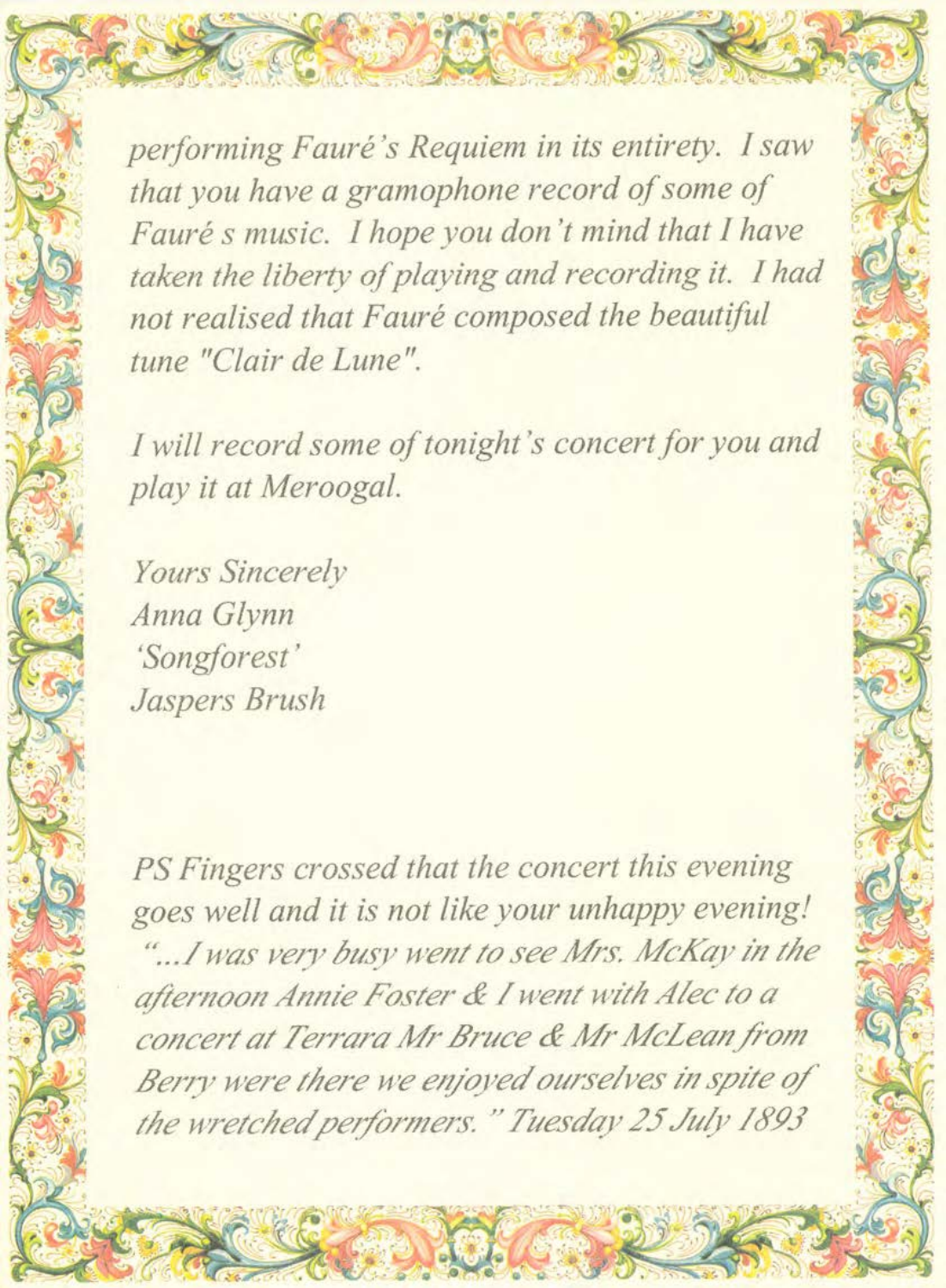*performing Fauré's Requiem in its entirety. I saw that you have a gramophone record of some of Fauré s music. I hope you don't mind that I have taken the liberty of playing and recording it. I had not realised that Fauré composed the beautiful tune "Clair de Lune".*

*I will record some of tonight's concert for you and play it at Meroogal.*

*Yours Sincerely*  
*Anna Glynn*  
*'Songforest'*  
*Jaspers Brush*

*PS Fingers crossed that the concert this evening goes well and it is not like your unhappy evening! "...I was very busy went to see Mrs. McKay in the afternoon Annie Foster & I went with Alec to a concert at Terrara Mr Bruce & Mr McLean from Berry were there we enjoyed ourselves in spite of the wretched performers." Tuesday 25 July 1893*